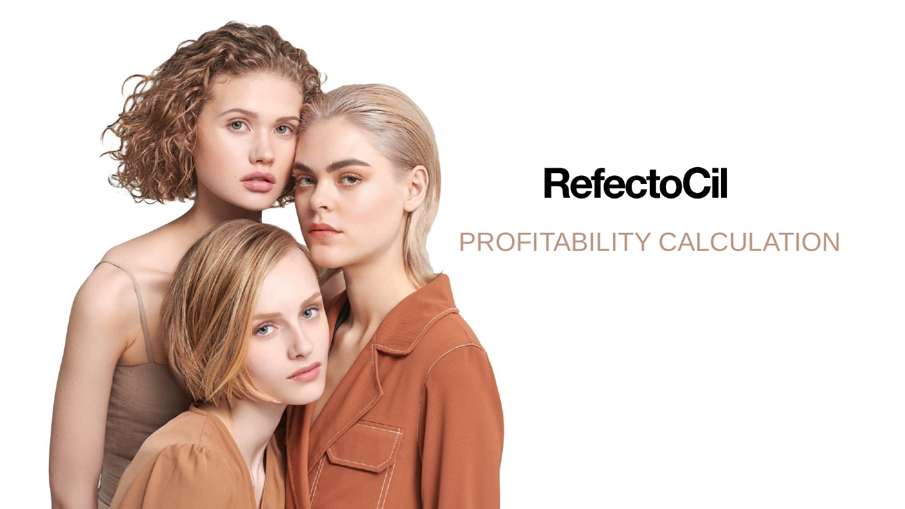# RefectoCil

## PROFITABILITY CALCULATION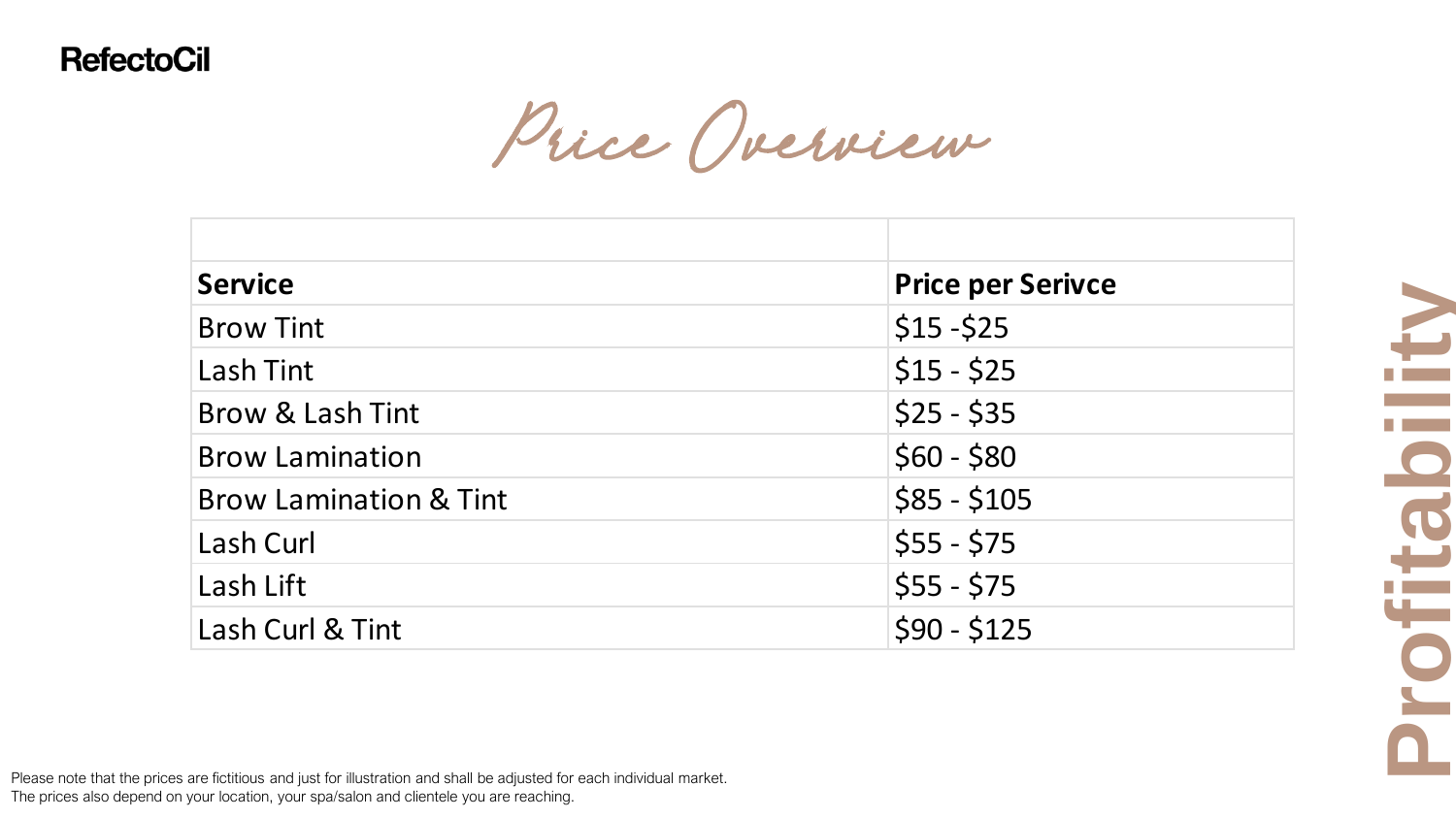RefectoCil

# Price Overview

| Service | Price per Serivce |
|---|---|
| Brow Tint | $15 -$25 |
| Lash Tint | $15 - $25 |
| Brow & Lash Tint | $25 - $35 |
| Brow Lamination | $60 - $80 |
| Brow Lamination & Tint | $85 - $105 |
| Lash Curl | $55 - $75 |
| Lash Lift | $55 - $75 |
| Lash Curl & Tint | $90 - $125 |

Profitability

Please note that the prices are fictitious and just for illustration and shall be adjusted for each individual market.
The prices also depend on your location, your spa/salon and clientele you are reaching.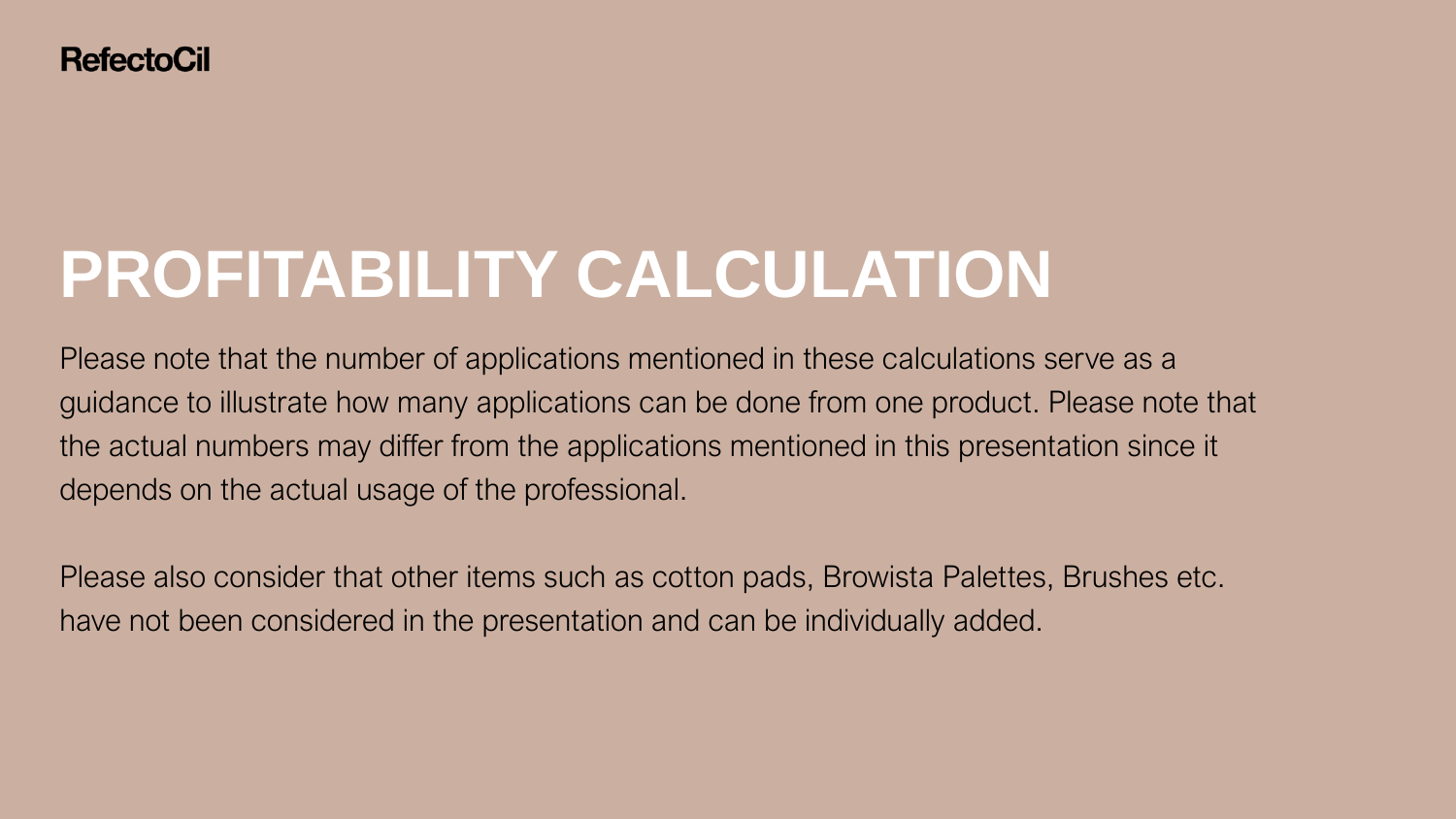RefectoCil

# PROFITABILITY CALCULATION

Please note that the number of applications mentioned in these calculations serve as a guidance to illustrate how many applications can be done from one product. Please note that the actual numbers may differ from the applications mentioned in this presentation since it depends on the actual usage of the professional.

Please also consider that other items such as cotton pads, Browista Palettes, Brushes etc. have not been considered in the presentation and can be individually added.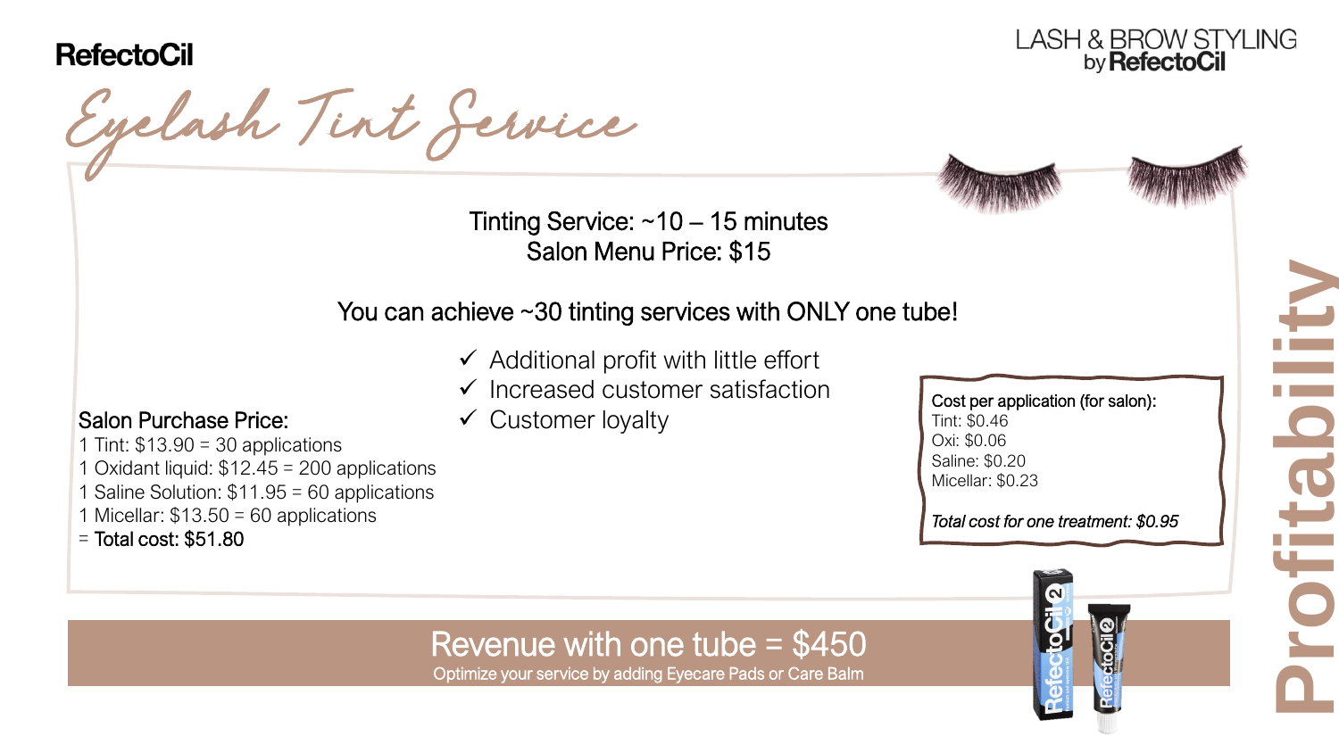RefectoCil

LASH & BROW STYLING by RefectoCil

# Eyelash Tint Service

Tinting Service: ~10 – 15 minutes
Salon Menu Price: $15

You can achieve ~30 tinting services with ONLY one tube!

- ✓ Additional profit with little effort
- ✓ Increased customer satisfaction
- ✓ Customer loyalty

Salon Purchase Price:
1 Tint: $13.90 = 30 applications
1 Oxidant liquid: $12.45 = 200 applications
1 Saline Solution: $11.95 = 60 applications
1 Micellar: $13.50 = 60 applications
= Total cost: $51.80

Cost per application (for salon):
Tint: $0.46
Oxi: $0.06
Saline: $0.20
Micellar: $0.23

*Total cost for one treatment: $0.95*

## Revenue with one tube = $450

Optimize your service by adding Eyecare Pads or Care Balm

Profitability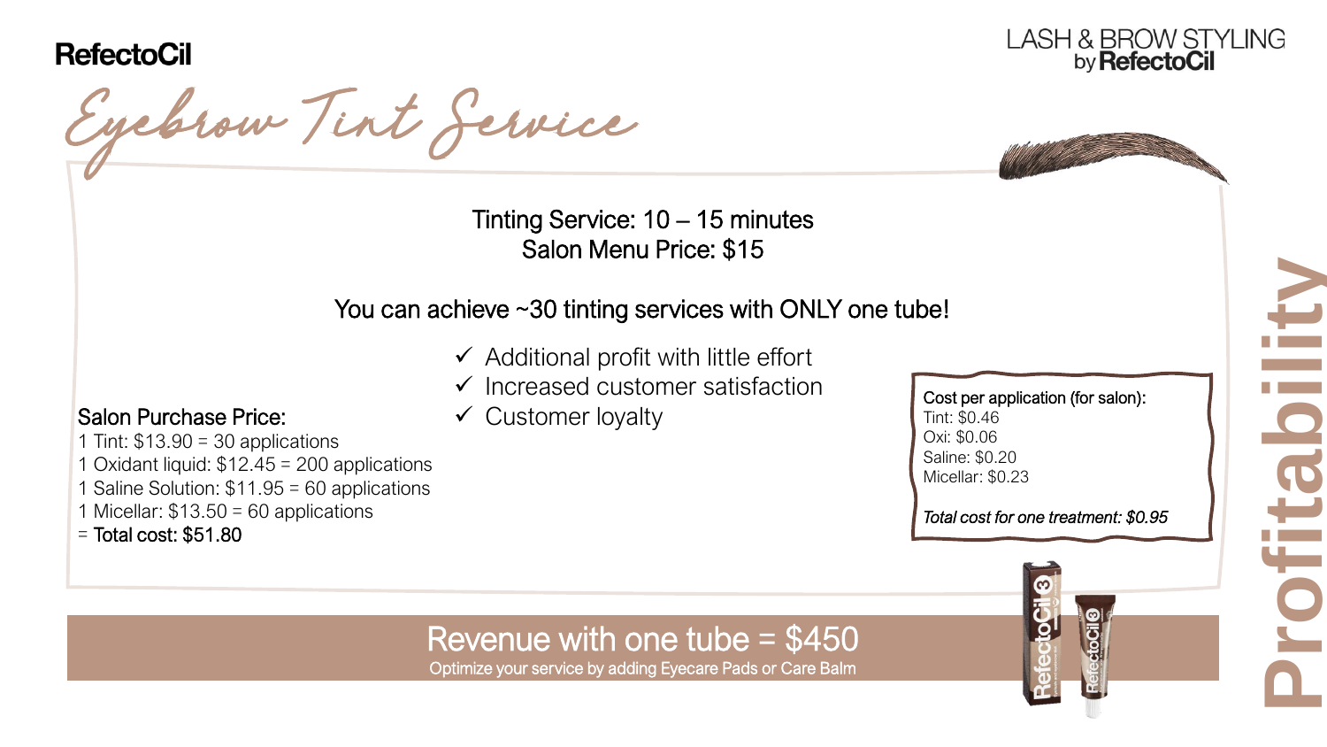RefectoCil

LASH & BROW STYLING by RefectoCil

# Eyebrow Tint Service

Tinting Service: 10 – 15 minutes
Salon Menu Price: $15

You can achieve ~30 tinting services with ONLY one tube!

- ✓ Additional profit with little effort
- ✓ Increased customer satisfaction
- ✓ Customer loyalty

Salon Purchase Price:
1 Tint: $13.90 = 30 applications
1 Oxidant liquid: $12.45 = 200 applications
1 Saline Solution: $11.95 = 60 applications
1 Micellar: $13.50 = 60 applications
= Total cost: $51.80

Cost per application (for salon):
Tint: $0.46
Oxi: $0.06
Saline: $0.20
Micellar: $0.23

*Total cost for one treatment: $0.95*

## Revenue with one tube = $450

Optimize your service by adding Eyecare Pads or Care Balm

Profitability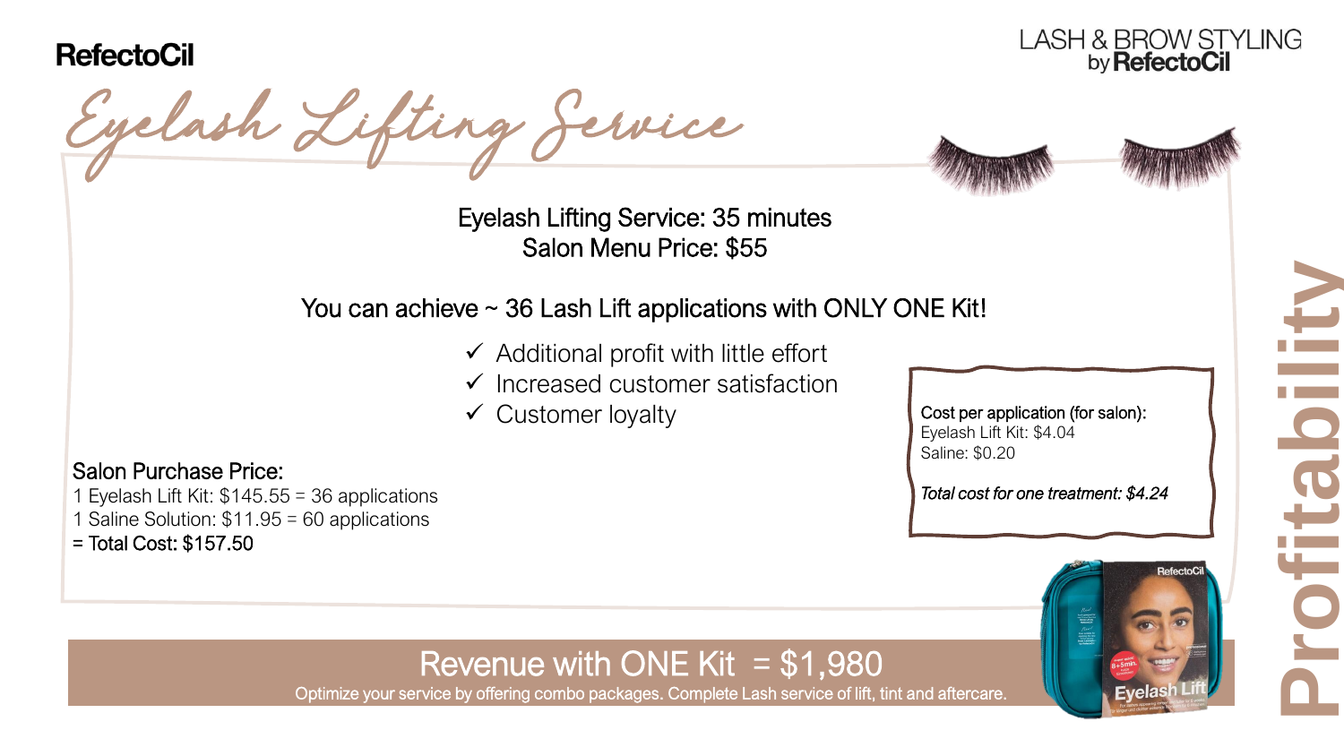RefectoCil

LASH & BROW STYLING by RefectoCil

# Eyelash Lifting Service

Eyelash Lifting Service: 35 minutes
Salon Menu Price: $55

You can achieve ~ 36 Lash Lift applications with ONLY ONE Kit!

- ✓ Additional profit with little effort
- ✓ Increased customer satisfaction
- ✓ Customer loyalty

Salon Purchase Price:
1 Eyelash Lift Kit: $145.55 = 36 applications
1 Saline Solution: $11.95 = 60 applications
= Total Cost: $157.50

Cost per application (for salon):
Eyelash Lift Kit: $4.04
Saline: $0.20

*Total cost for one treatment: $4.24*

## Revenue with ONE Kit = $1,980

Optimize your service by offering combo packages. Complete Lash service of lift, tint and aftercare.

Profitability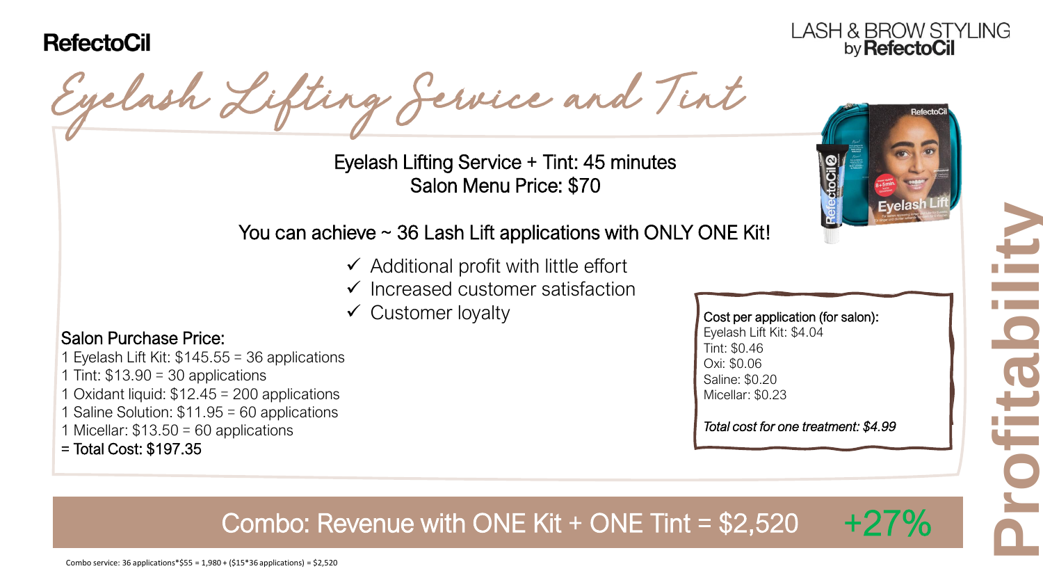RefectoCil

LASH & BROW STYLING by RefectoCil

# Eyelash Lifting Service and Tint

Eyelash Lifting Service + Tint: 45 minutes
Salon Menu Price: $70

You can achieve ~ 36 Lash Lift applications with ONLY ONE Kit!

- ✓ Additional profit with little effort
- ✓ Increased customer satisfaction
- ✓ Customer loyalty

Salon Purchase Price:
1 Eyelash Lift Kit: $145.55 = 36 applications
1 Tint: $13.90 = 30 applications
1 Oxidant liquid: $12.45 = 200 applications
1 Saline Solution: $11.95 = 60 applications
1 Micellar: $13.50 = 60 applications
= Total Cost: $197.35

Cost per application (for salon):
Eyelash Lift Kit: $4.04
Tint: $0.46
Oxi: $0.06
Saline: $0.20
Micellar: $0.23

*Total cost for one treatment: $4.99*

Combo: Revenue with ONE Kit + ONE Tint = $2,520 +27%

Combo service: 36 applications*$55 = 1,980 + ($15*36 applications) = $2,520

Profitability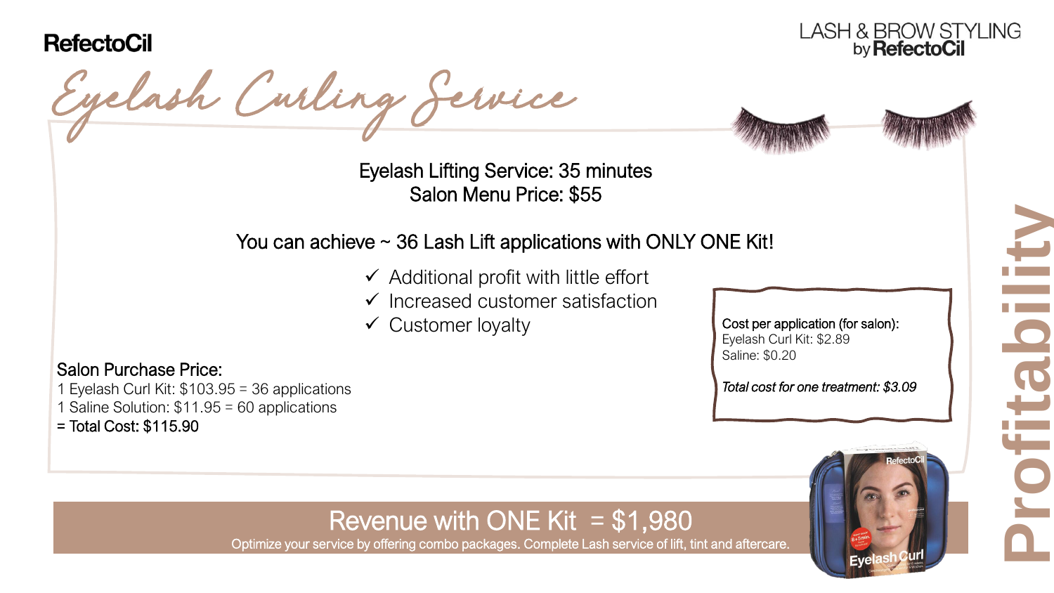RefectoCil

LASH & BROW STYLING by RefectoCil

# Eyelash Curling Service

Eyelash Lifting Service: 35 minutes
Salon Menu Price: $55

You can achieve ~ 36 Lash Lift applications with ONLY ONE Kit!

- ✓ Additional profit with little effort
- ✓ Increased customer satisfaction
- ✓ Customer loyalty

Salon Purchase Price:
1 Eyelash Curl Kit: $103.95 = 36 applications
1 Saline Solution: $11.95 = 60 applications
= Total Cost: $115.90

Cost per application (for salon):
Eyelash Curl Kit: $2.89
Saline: $0.20

*Total cost for one treatment: $3.09*

## Revenue with ONE Kit = $1,980

Optimize your service by offering combo packages. Complete Lash service of lift, tint and aftercare.

Profitability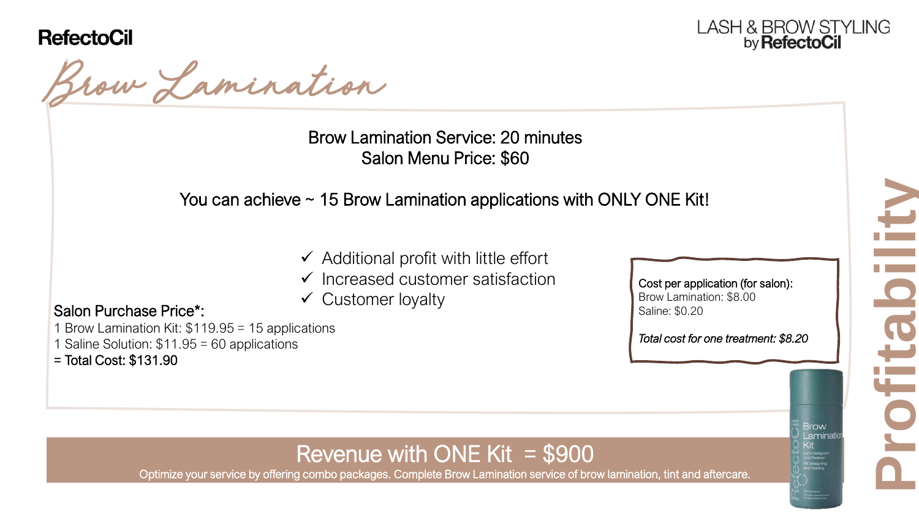RefectoCil

LASH & BROW STYLING by RefectoCil

# Brow Lamination

Brow Lamination Service: 20 minutes
Salon Menu Price: $60

You can achieve ~ 15 Brow Lamination applications with ONLY ONE Kit!

- ✓ Additional profit with little effort
- ✓ Increased customer satisfaction
- ✓ Customer loyalty

Salon Purchase Price*:
1 Brow Lamination Kit: $119.95 = 15 applications
1 Saline Solution: $11.95 = 60 applications
= Total Cost: $131.90

Cost per application (for salon):
Brow Lamination: $8.00
Saline: $0.20

*Total cost for one treatment: $8.20*

## Revenue with ONE Kit = $900

Optimize your service by offering combo packages. Complete Brow Lamination service of brow lamination, tint and aftercare.

Profitability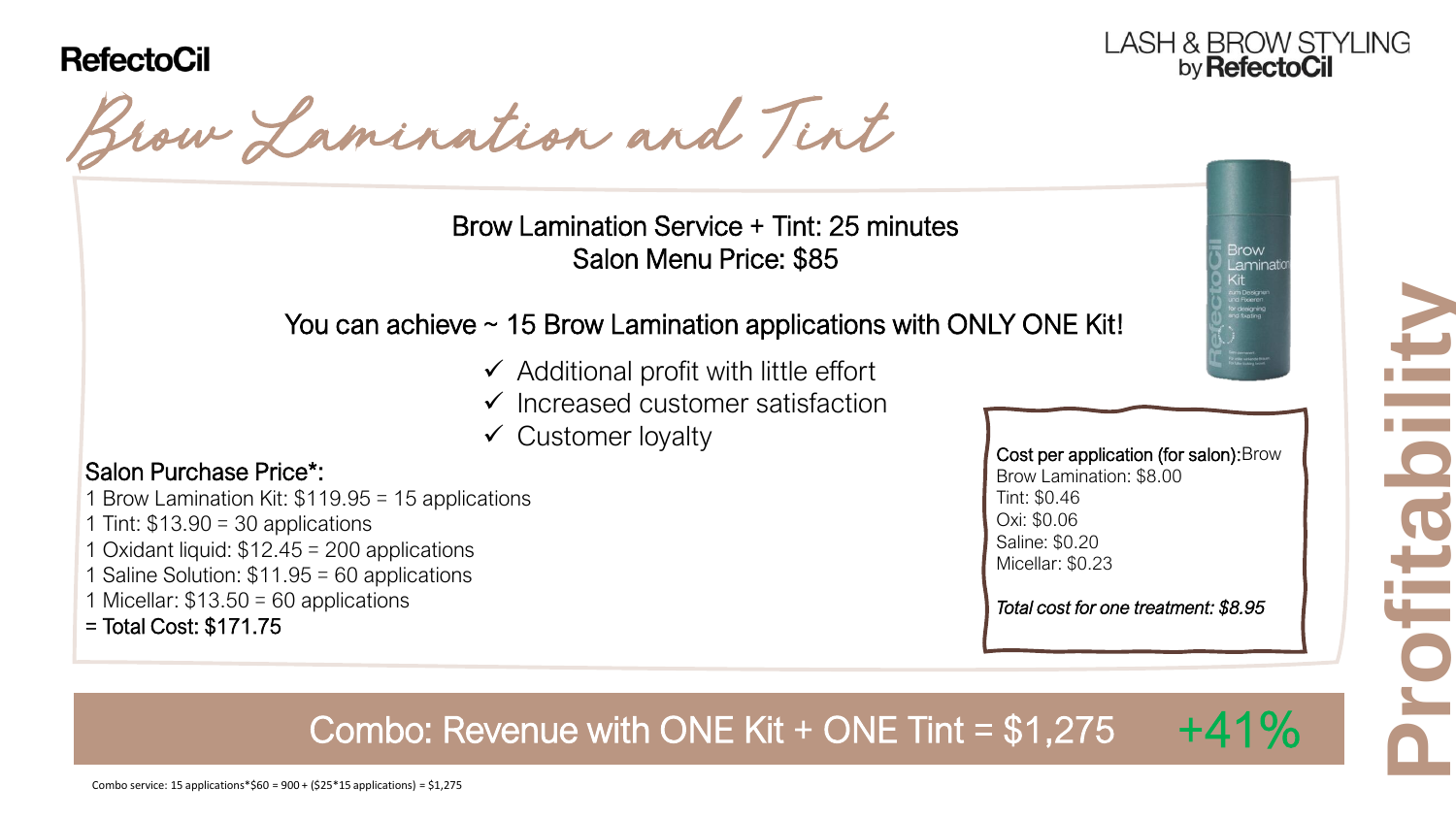RefectoCil

LASH & BROW STYLING by RefectoCil

# Brow Lamination and Tint

Brow Lamination Service + Tint: 25 minutes
Salon Menu Price: $85

You can achieve ~ 15 Brow Lamination applications with ONLY ONE Kit!

- ✓ Additional profit with little effort
- ✓ Increased customer satisfaction
- ✓ Customer loyalty

Salon Purchase Price*:

1 Brow Lamination Kit: $119.95 = 15 applications
1 Tint: $13.90 = 30 applications
1 Oxidant liquid: $12.45 = 200 applications
1 Saline Solution: $11.95 = 60 applications
1 Micellar: $13.50 = 60 applications
= Total Cost: $171.75

Cost per application (for salon):Brow
Brow Lamination: $8.00
Tint: $0.46
Oxi: $0.06
Saline: $0.20
Micellar: $0.23

*Total cost for one treatment: $8.95*

Combo: Revenue with ONE Kit + ONE Tint = $1,275 **+41%**

Combo service: 15 applications*$60 = 900 + ($25*15 applications) = $1,275

Profitability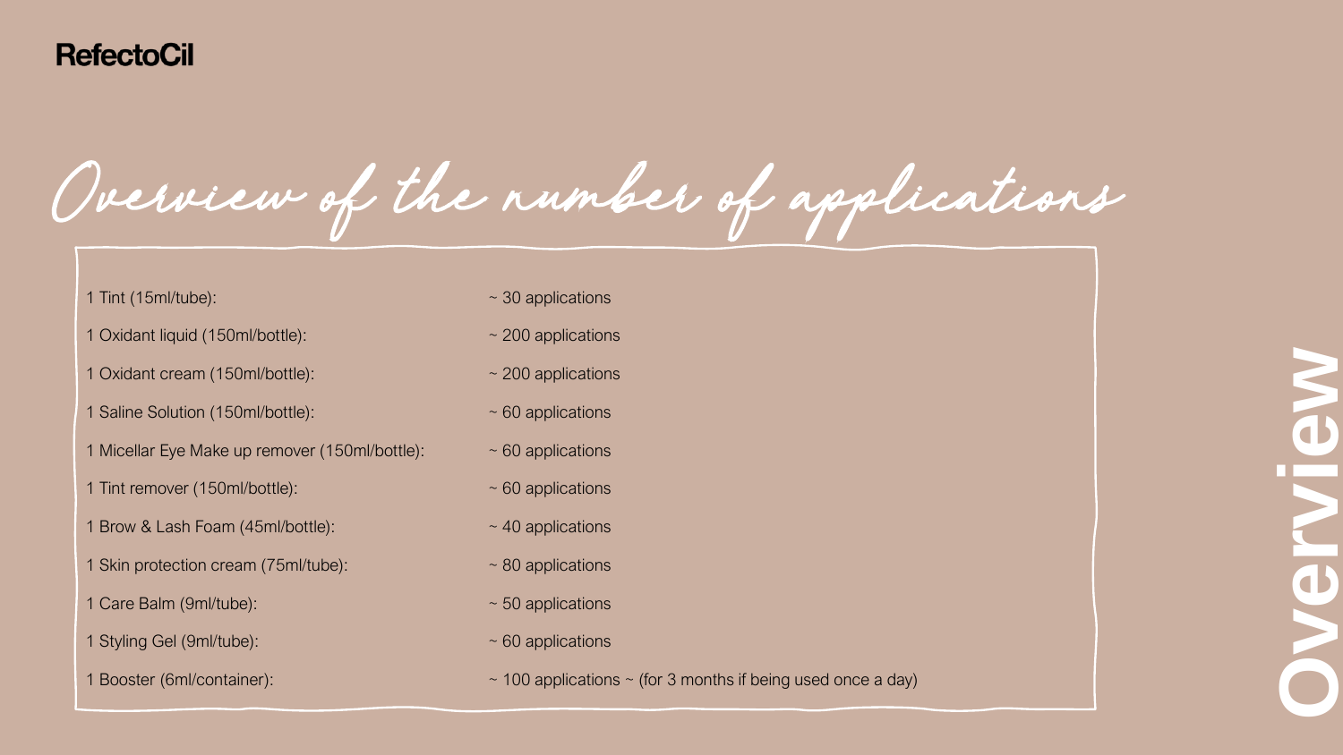RefectoCil

# Overview of the number of applications

| | |
|---|---|
| 1 Tint (15ml/tube): | ~ 30 applications |
| 1 Oxidant liquid (150ml/bottle): | ~ 200 applications |
| 1 Oxidant cream (150ml/bottle): | ~ 200 applications |
| 1 Saline Solution (150ml/bottle): | ~ 60 applications |
| 1 Micellar Eye Make up remover (150ml/bottle): | ~ 60 applications |
| 1 Tint remover (150ml/bottle): | ~ 60 applications |
| 1 Brow & Lash Foam (45ml/bottle): | ~ 40 applications |
| 1 Skin protection cream (75ml/tube): | ~ 80 applications |
| 1 Care Balm (9ml/tube): | ~ 50 applications |
| 1 Styling Gel (9ml/tube): | ~ 60 applications |
| 1 Booster (6ml/container): | ~ 100 applications ~ (for 3 months if being used once a day) |

Overview